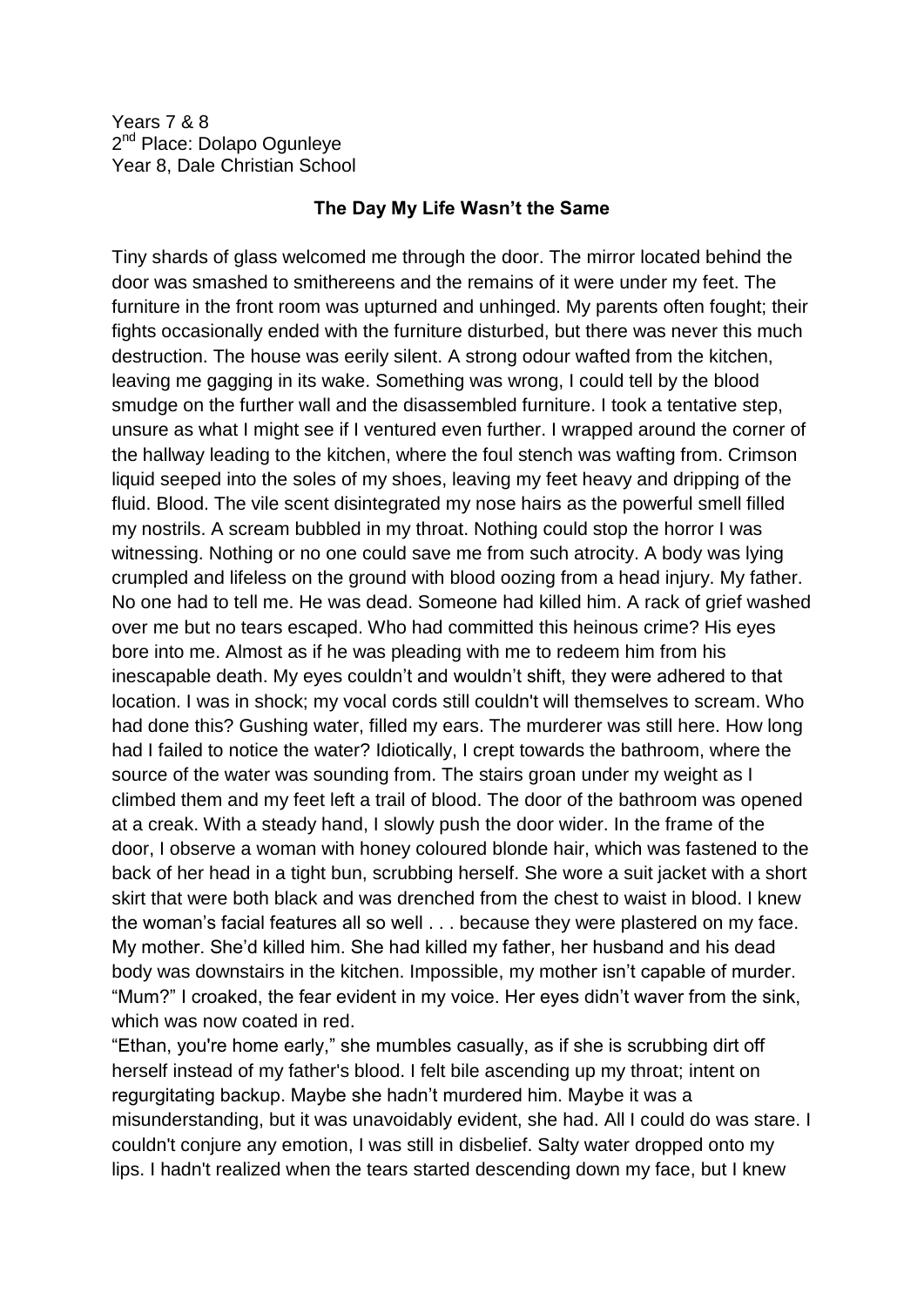Years 7 & 8  
2nd Place: Dolapo Ogunleye  
Year 8, Dale Christian School

## The Day My Life Wasn't the Same

Tiny shards of glass welcomed me through the door. The mirror located behind the door was smashed to smithereens and the remains of it were under my feet. The furniture in the front room was upturned and unhinged. My parents often fought; their fights occasionally ended with the furniture disturbed, but there was never this much destruction. The house was eerily silent. A strong odour wafted from the kitchen, leaving me gagging in its wake. Something was wrong, I could tell by the blood smudge on the further wall and the disassembled furniture. I took a tentative step, unsure as what I might see if I ventured even further. I wrapped around the corner of the hallway leading to the kitchen, where the foul stench was wafting from. Crimson liquid seeped into the soles of my shoes, leaving my feet heavy and dripping of the fluid. Blood. The vile scent disintegrated my nose hairs as the powerful smell filled my nostrils. A scream bubbled in my throat. Nothing could stop the horror I was witnessing. Nothing or no one could save me from such atrocity. A body was lying crumpled and lifeless on the ground with blood oozing from a head injury. My father. No one had to tell me. He was dead. Someone had killed him. A rack of grief washed over me but no tears escaped. Who had committed this heinous crime? His eyes bore into me. Almost as if he was pleading with me to redeem him from his inescapable death. My eyes couldn't and wouldn't shift, they were adhered to that location. I was in shock; my vocal cords still couldn't will themselves to scream. Who had done this? Gushing water, filled my ears. The murderer was still here. How long had I failed to notice the water? Idiotically, I crept towards the bathroom, where the source of the water was sounding from. The stairs groan under my weight as I climbed them and my feet left a trail of blood. The door of the bathroom was opened at a creak. With a steady hand, I slowly push the door wider. In the frame of the door, I observe a woman with honey coloured blonde hair, which was fastened to the back of her head in a tight bun, scrubbing herself. She wore a suit jacket with a short skirt that were both black and was drenched from the chest to waist in blood. I knew the woman's facial features all so well . . . because they were plastered on my face. My mother. She'd killed him. She had killed my father, her husband and his dead body was downstairs in the kitchen. Impossible, my mother isn't capable of murder. "Mum?" I croaked, the fear evident in my voice. Her eyes didn't waver from the sink, which was now coated in red.

"Ethan, you're home early," she mumbles casually, as if she is scrubbing dirt off herself instead of my father's blood. I felt bile ascending up my throat; intent on regurgitating backup. Maybe she hadn't murdered him. Maybe it was a misunderstanding, but it was unavoidably evident, she had. All I could do was stare. I couldn't conjure any emotion, I was still in disbelief. Salty water dropped onto my lips. I hadn't realized when the tears started descending down my face, but I knew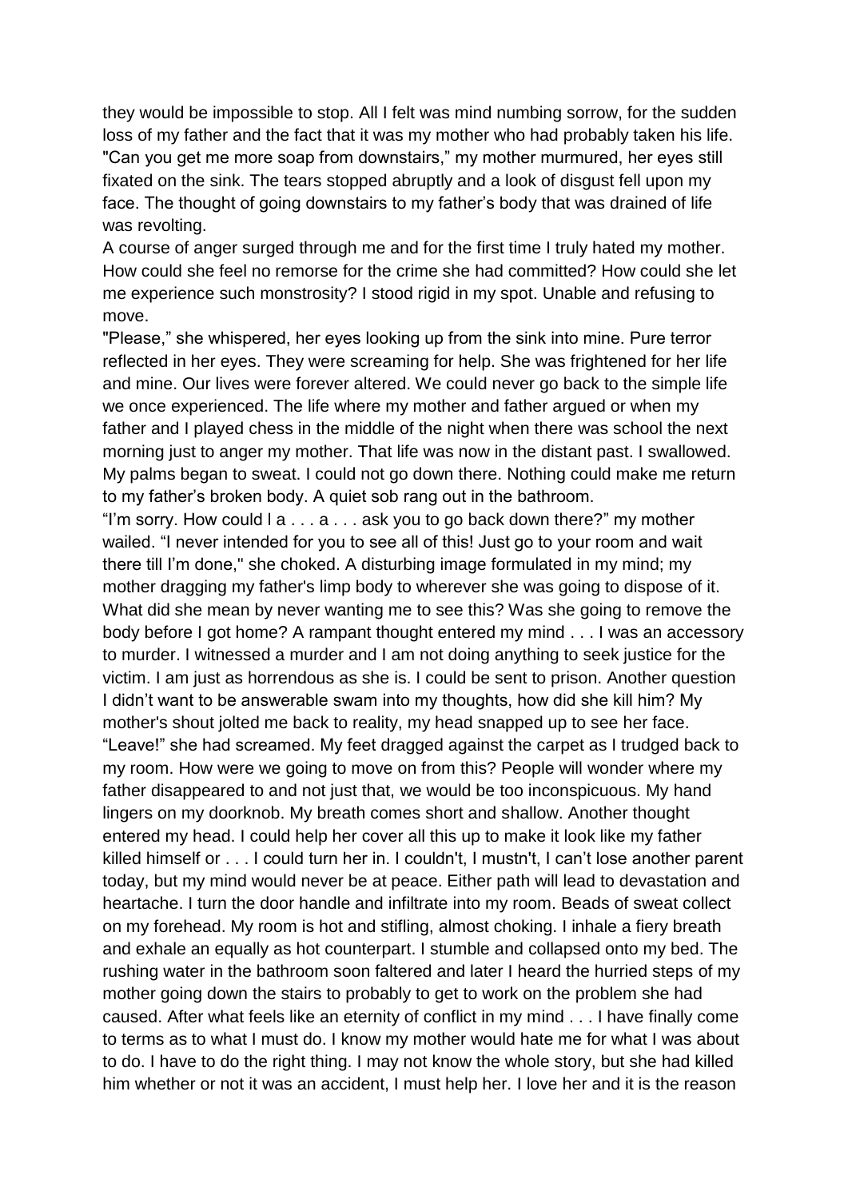they would be impossible to stop. All I felt was mind numbing sorrow, for the sudden loss of my father and the fact that it was my mother who had probably taken his life.

"Can you get me more soap from downstairs," my mother murmured, her eyes still fixated on the sink. The tears stopped abruptly and a look of disgust fell upon my face. The thought of going downstairs to my father's body that was drained of life was revolting.

A course of anger surged through me and for the first time I truly hated my mother. How could she feel no remorse for the crime she had committed? How could she let me experience such monstrosity? I stood rigid in my spot. Unable and refusing to move.

"Please," she whispered, her eyes looking up from the sink into mine. Pure terror reflected in her eyes. They were screaming for help. She was frightened for her life and mine. Our lives were forever altered. We could never go back to the simple life we once experienced. The life where my mother and father argued or when my father and I played chess in the middle of the night when there was school the next morning just to anger my mother. That life was now in the distant past. I swallowed. My palms began to sweat. I could not go down there. Nothing could make me return to my father's broken body. A quiet sob rang out in the bathroom.

"I'm sorry. How could I a . . . a . . . ask you to go back down there?" my mother wailed. "I never intended for you to see all of this! Just go to your room and wait there till I'm done," she choked. A disturbing image formulated in my mind; my mother dragging my father's limp body to wherever she was going to dispose of it. What did she mean by never wanting me to see this? Was she going to remove the body before I got home? A rampant thought entered my mind . . . I was an accessory to murder. I witnessed a murder and I am not doing anything to seek justice for the victim. I am just as horrendous as she is. I could be sent to prison. Another question I didn't want to be answerable swam into my thoughts, how did she kill him? My mother's shout jolted me back to reality, my head snapped up to see her face.

"Leave!" she had screamed. My feet dragged against the carpet as I trudged back to my room. How were we going to move on from this? People will wonder where my father disappeared to and not just that, we would be too inconspicuous. My hand lingers on my doorknob. My breath comes short and shallow. Another thought entered my head. I could help her cover all this up to make it look like my father killed himself or . . . I could turn her in. I couldn't, I mustn't, I can't lose another parent today, but my mind would never be at peace. Either path will lead to devastation and heartache. I turn the door handle and infiltrate into my room. Beads of sweat collect on my forehead. My room is hot and stifling, almost choking. I inhale a fiery breath and exhale an equally as hot counterpart. I stumble and collapsed onto my bed. The rushing water in the bathroom soon faltered and later I heard the hurried steps of my mother going down the stairs to probably to get to work on the problem she had caused. After what feels like an eternity of conflict in my mind . . . I have finally come to terms as to what I must do. I know my mother would hate me for what I was about to do. I have to do the right thing. I may not know the whole story, but she had killed him whether or not it was an accident, I must help her. I love her and it is the reason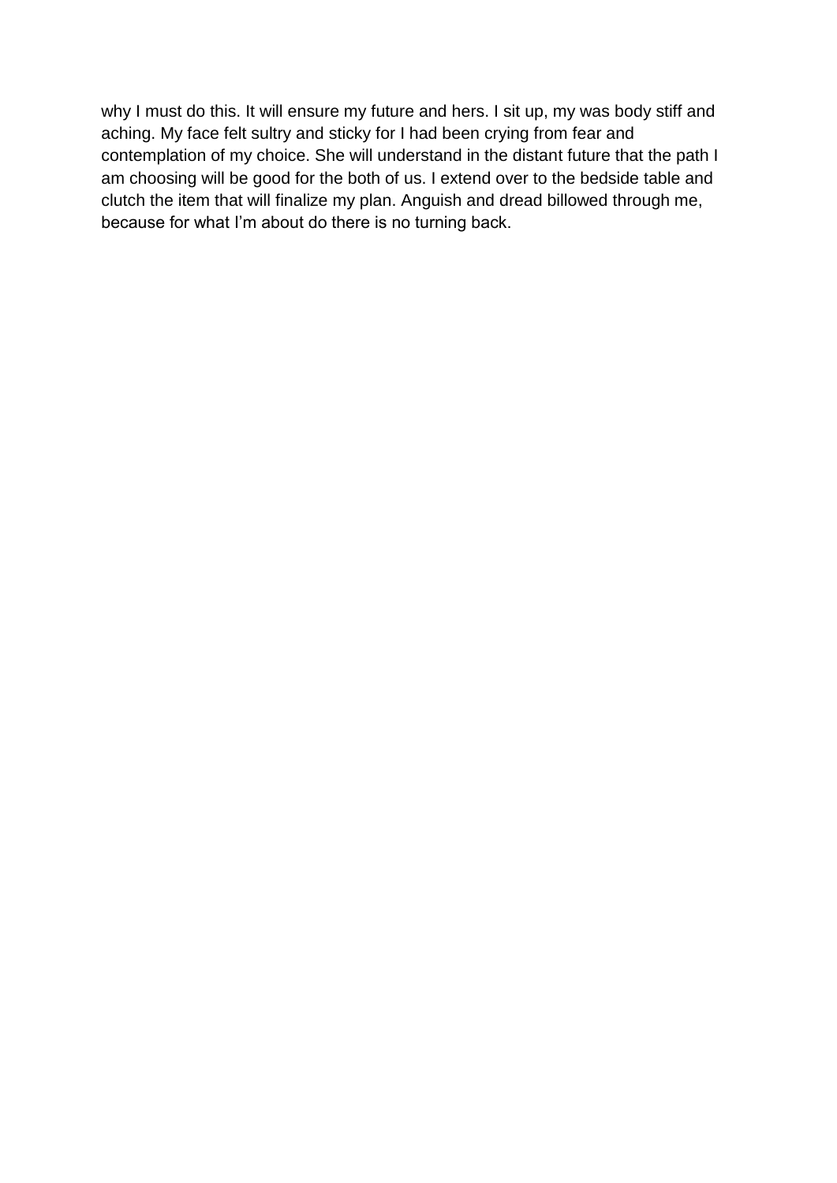why I must do this. It will ensure my future and hers. I sit up, my was body stiff and aching. My face felt sultry and sticky for I had been crying from fear and contemplation of my choice. She will understand in the distant future that the path I am choosing will be good for the both of us. I extend over to the bedside table and clutch the item that will finalize my plan. Anguish and dread billowed through me, because for what I'm about do there is no turning back.